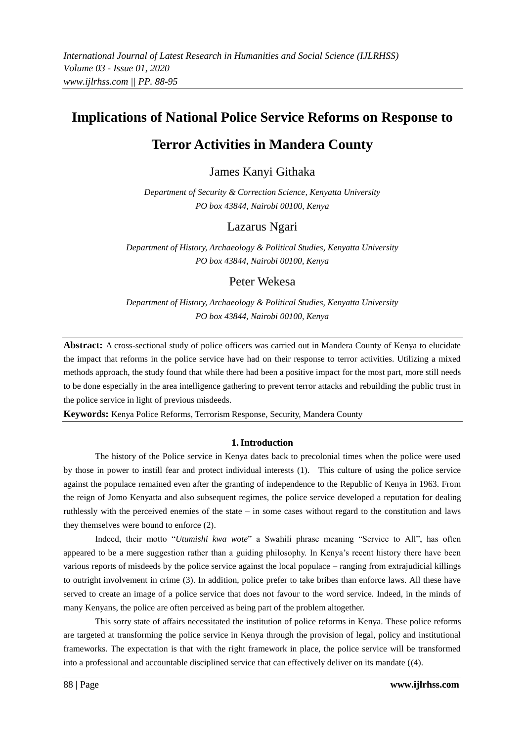# Implications of National Police Service Reforms on Response to Terror Activities in Mandera County

James Kanyi Githaka

*Department of Security & Correction Science, Kenyatta University*
*PO box 43844, Nairobi 00100, Kenya*

Lazarus Ngari

*Department of History, Archaeology & Political Studies, Kenyatta University*
*PO box 43844, Nairobi 00100, Kenya*

Peter Wekesa

*Department of History, Archaeology & Political Studies, Kenyatta University*
*PO box 43844, Nairobi 00100, Kenya*

**Abstract:** A cross-sectional study of police officers was carried out in Mandera County of Kenya to elucidate the impact that reforms in the police service have had on their response to terror activities. Utilizing a mixed methods approach, the study found that while there had been a positive impact for the most part, more still needs to be done especially in the area intelligence gathering to prevent terror attacks and rebuilding the public trust in the police service in light of previous misdeeds.

**Keywords:** Kenya Police Reforms, Terrorism Response, Security, Mandera County

## 1. Introduction

The history of the Police service in Kenya dates back to precolonial times when the police were used by those in power to instill fear and protect individual interests (1). This culture of using the police service against the populace remained even after the granting of independence to the Republic of Kenya in 1963. From the reign of Jomo Kenyatta and also subsequent regimes, the police service developed a reputation for dealing ruthlessly with the perceived enemies of the state – in some cases without regard to the constitution and laws they themselves were bound to enforce (2).

Indeed, their motto "*Utumishi kwa wote*" a Swahili phrase meaning "Service to All", has often appeared to be a mere suggestion rather than a guiding philosophy. In Kenya's recent history there have been various reports of misdeeds by the police service against the local populace – ranging from extrajudicial killings to outright involvement in crime (3). In addition, police prefer to take bribes than enforce laws. All these have served to create an image of a police service that does not favour to the word service. Indeed, in the minds of many Kenyans, the police are often perceived as being part of the problem altogether.

This sorry state of affairs necessitated the institution of police reforms in Kenya. These police reforms are targeted at transforming the police service in Kenya through the provision of legal, policy and institutional frameworks. The expectation is that with the right framework in place, the police service will be transformed into a professional and accountable disciplined service that can effectively deliver on its mandate ((4).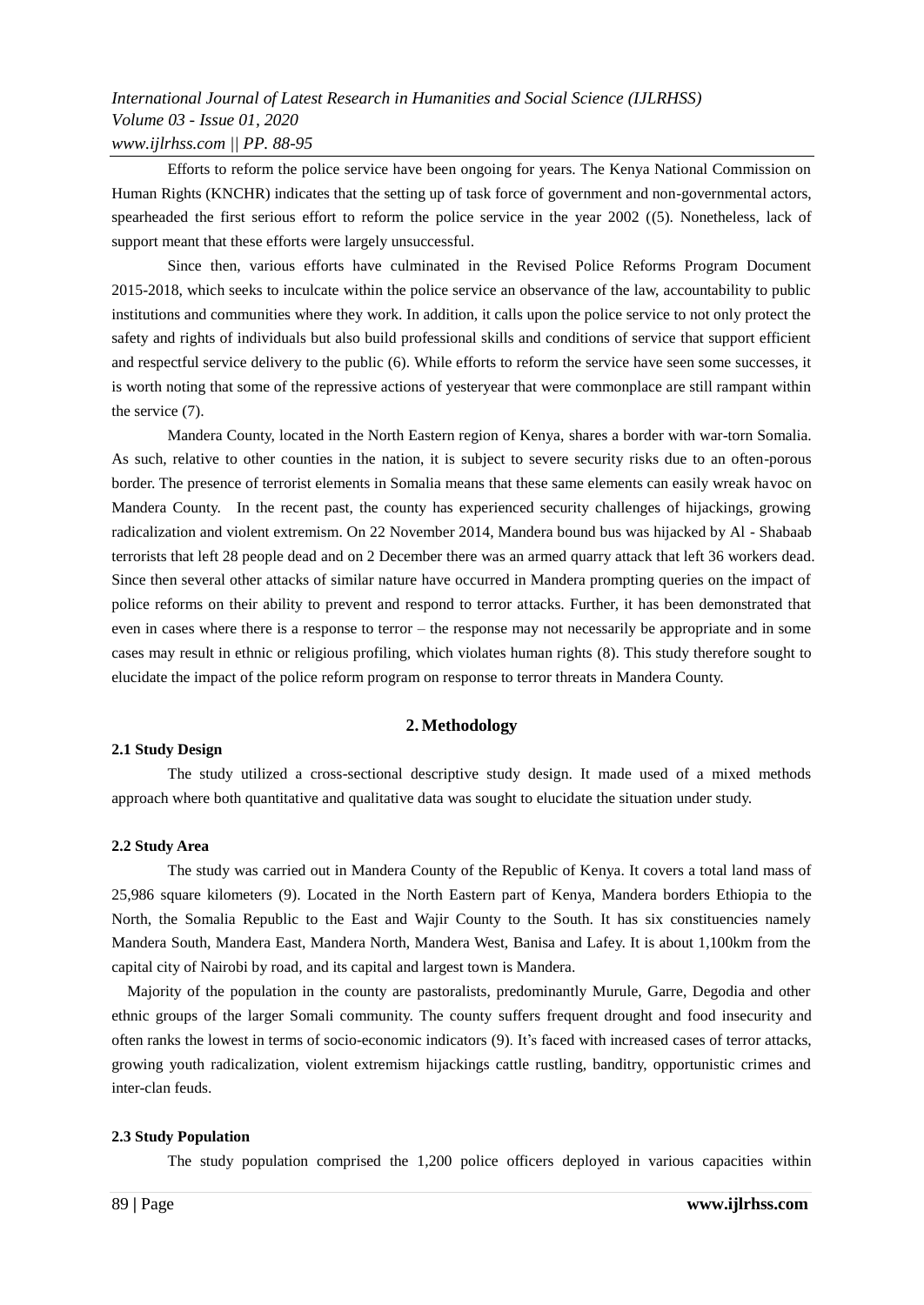Efforts to reform the police service have been ongoing for years. The Kenya National Commission on Human Rights (KNCHR) indicates that the setting up of task force of government and non-governmental actors, spearheaded the first serious effort to reform the police service in the year 2002 ((5). Nonetheless, lack of support meant that these efforts were largely unsuccessful.

Since then, various efforts have culminated in the Revised Police Reforms Program Document 2015-2018, which seeks to inculcate within the police service an observance of the law, accountability to public institutions and communities where they work. In addition, it calls upon the police service to not only protect the safety and rights of individuals but also build professional skills and conditions of service that support efficient and respectful service delivery to the public (6). While efforts to reform the service have seen some successes, it is worth noting that some of the repressive actions of yesteryear that were commonplace are still rampant within the service (7).

Mandera County, located in the North Eastern region of Kenya, shares a border with war-torn Somalia. As such, relative to other counties in the nation, it is subject to severe security risks due to an often-porous border. The presence of terrorist elements in Somalia means that these same elements can easily wreak havoc on Mandera County. In the recent past, the county has experienced security challenges of hijackings, growing radicalization and violent extremism. On 22 November 2014, Mandera bound bus was hijacked by Al - Shabaab terrorists that left 28 people dead and on 2 December there was an armed quarry attack that left 36 workers dead. Since then several other attacks of similar nature have occurred in Mandera prompting queries on the impact of police reforms on their ability to prevent and respond to terror attacks. Further, it has been demonstrated that even in cases where there is a response to terror – the response may not necessarily be appropriate and in some cases may result in ethnic or religious profiling, which violates human rights (8). This study therefore sought to elucidate the impact of the police reform program on response to terror threats in Mandera County.

## 2. Methodology

### 2.1 Study Design

The study utilized a cross-sectional descriptive study design. It made used of a mixed methods approach where both quantitative and qualitative data was sought to elucidate the situation under study.

### 2.2 Study Area

The study was carried out in Mandera County of the Republic of Kenya. It covers a total land mass of 25,986 square kilometers (9). Located in the North Eastern part of Kenya, Mandera borders Ethiopia to the North, the Somalia Republic to the East and Wajir County to the South. It has six constituencies namely Mandera South, Mandera East, Mandera North, Mandera West, Banisa and Lafey. It is about 1,100km from the capital city of Nairobi by road, and its capital and largest town is Mandera.

Majority of the population in the county are pastoralists, predominantly Murule, Garre, Degodia and other ethnic groups of the larger Somali community. The county suffers frequent drought and food insecurity and often ranks the lowest in terms of socio-economic indicators (9). It's faced with increased cases of terror attacks, growing youth radicalization, violent extremism hijackings cattle rustling, banditry, opportunistic crimes and inter-clan feuds.

### 2.3 Study Population

The study population comprised the 1,200 police officers deployed in various capacities within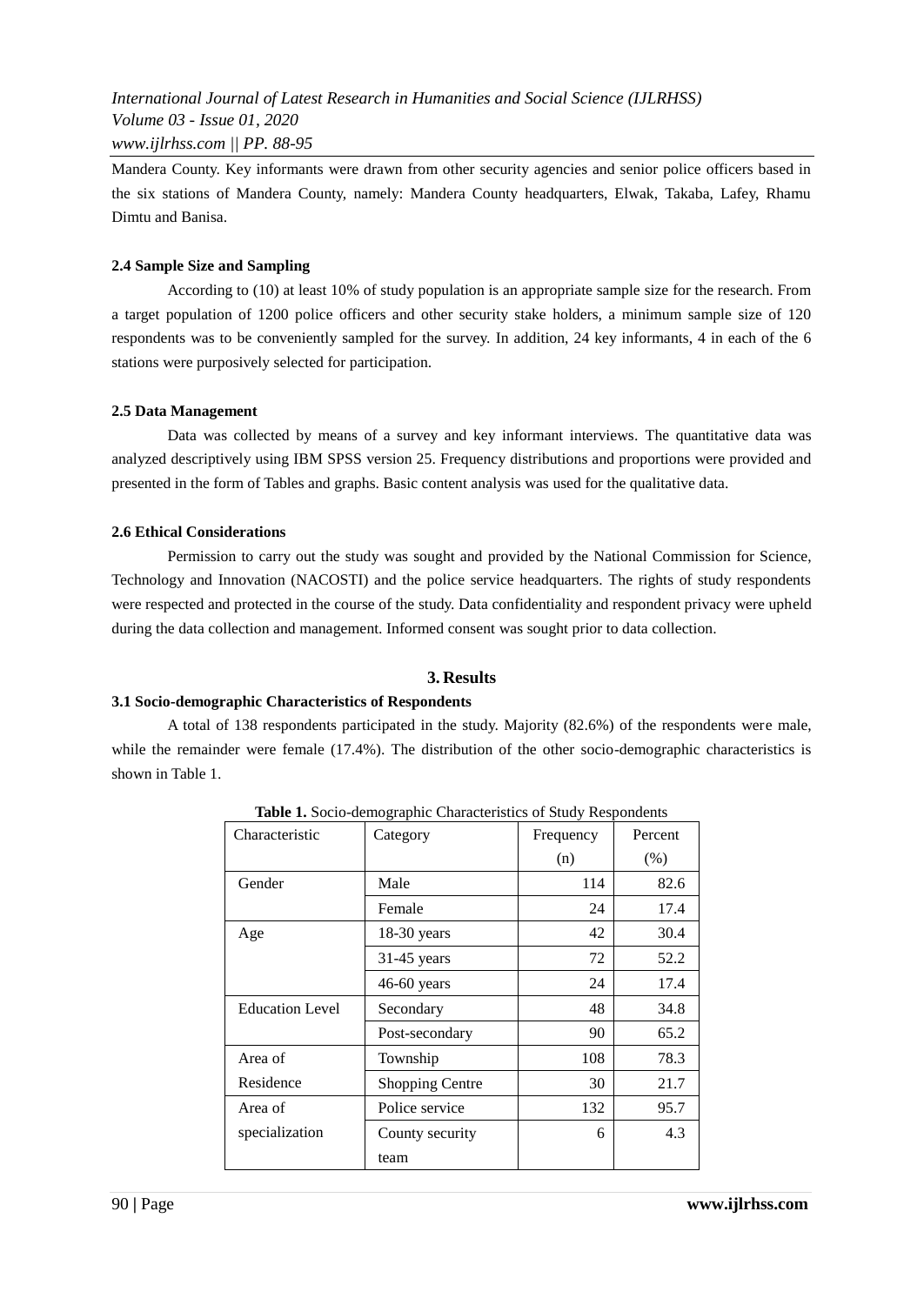Mandera County. Key informants were drawn from other security agencies and senior police officers based in the six stations of Mandera County, namely: Mandera County headquarters, Elwak, Takaba, Lafey, Rhamu Dimtu and Banisa.

### 2.4 Sample Size and Sampling

According to (10) at least 10% of study population is an appropriate sample size for the research. From a target population of 1200 police officers and other security stake holders, a minimum sample size of 120 respondents was to be conveniently sampled for the survey. In addition, 24 key informants, 4 in each of the 6 stations were purposively selected for participation.

### 2.5 Data Management

Data was collected by means of a survey and key informant interviews. The quantitative data was analyzed descriptively using IBM SPSS version 25. Frequency distributions and proportions were provided and presented in the form of Tables and graphs. Basic content analysis was used for the qualitative data.

### 2.6 Ethical Considerations

Permission to carry out the study was sought and provided by the National Commission for Science, Technology and Innovation (NACOSTI) and the police service headquarters. The rights of study respondents were respected and protected in the course of the study. Data confidentiality and respondent privacy were upheld during the data collection and management. Informed consent was sought prior to data collection.

## 3. Results

### 3.1 Socio-demographic Characteristics of Respondents

A total of 138 respondents participated in the study. Majority (82.6%) of the respondents were male, while the remainder were female (17.4%). The distribution of the other socio-demographic characteristics is shown in Table 1.

**Table 1.** Socio-demographic Characteristics of Study Respondents

| Characteristic | Category | Frequency (n) | Percent (%) |
|---|---|---|---|
| Gender | Male | 114 | 82.6 |
| | Female | 24 | 17.4 |
| Age | 18-30 years | 42 | 30.4 |
| | 31-45 years | 72 | 52.2 |
| | 46-60 years | 24 | 17.4 |
| Education Level | Secondary | 48 | 34.8 |
| | Post-secondary | 90 | 65.2 |
| Area of Residence | Township | 108 | 78.3 |
| | Shopping Centre | 30 | 21.7 |
| Area of specialization | Police service | 132 | 95.7 |
| | County security team | 6 | 4.3 |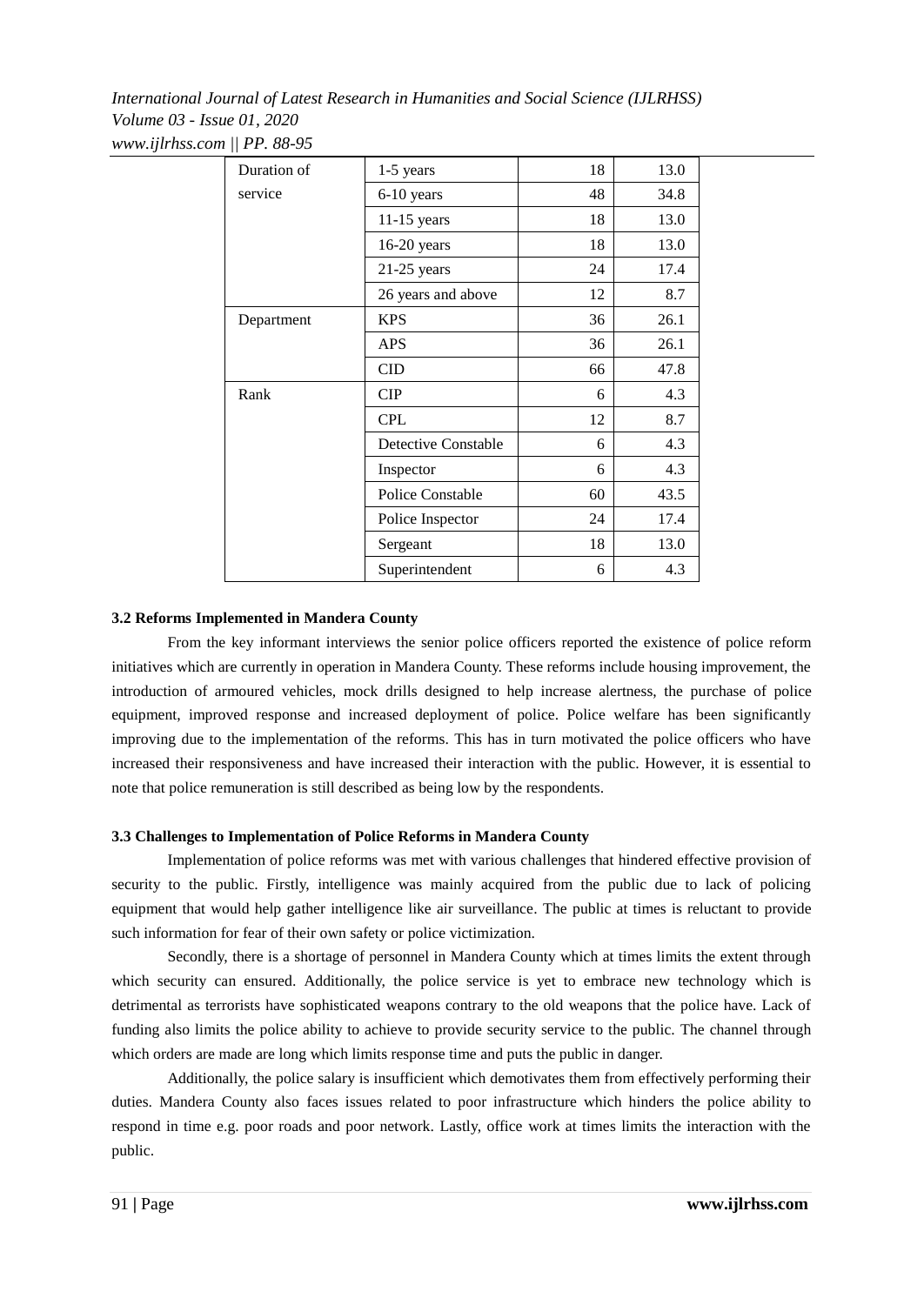| Duration of service | 1-5 years | 18 | 13.0 |
|---|---|---|---|
| | 6-10 years | 48 | 34.8 |
| | 11-15 years | 18 | 13.0 |
| | 16-20 years | 18 | 13.0 |
| | 21-25 years | 24 | 17.4 |
| | 26 years and above | 12 | 8.7 |
| Department | KPS | 36 | 26.1 |
| | APS | 36 | 26.1 |
| | CID | 66 | 47.8 |
| Rank | CIP | 6 | 4.3 |
| | CPL | 12 | 8.7 |
| | Detective Constable | 6 | 4.3 |
| | Inspector | 6 | 4.3 |
| | Police Constable | 60 | 43.5 |
| | Police Inspector | 24 | 17.4 |
| | Sergeant | 18 | 13.0 |
| | Superintendent | 6 | 4.3 |

### 3.2 Reforms Implemented in Mandera County

From the key informant interviews the senior police officers reported the existence of police reform initiatives which are currently in operation in Mandera County. These reforms include housing improvement, the introduction of armoured vehicles, mock drills designed to help increase alertness, the purchase of police equipment, improved response and increased deployment of police. Police welfare has been significantly improving due to the implementation of the reforms. This has in turn motivated the police officers who have increased their responsiveness and have increased their interaction with the public. However, it is essential to note that police remuneration is still described as being low by the respondents.

### 3.3 Challenges to Implementation of Police Reforms in Mandera County

Implementation of police reforms was met with various challenges that hindered effective provision of security to the public. Firstly, intelligence was mainly acquired from the public due to lack of policing equipment that would help gather intelligence like air surveillance. The public at times is reluctant to provide such information for fear of their own safety or police victimization.

Secondly, there is a shortage of personnel in Mandera County which at times limits the extent through which security can ensured. Additionally, the police service is yet to embrace new technology which is detrimental as terrorists have sophisticated weapons contrary to the old weapons that the police have. Lack of funding also limits the police ability to achieve to provide security service to the public. The channel through which orders are made are long which limits response time and puts the public in danger.

Additionally, the police salary is insufficient which demotivates them from effectively performing their duties. Mandera County also faces issues related to poor infrastructure which hinders the police ability to respond in time e.g. poor roads and poor network. Lastly, office work at times limits the interaction with the public.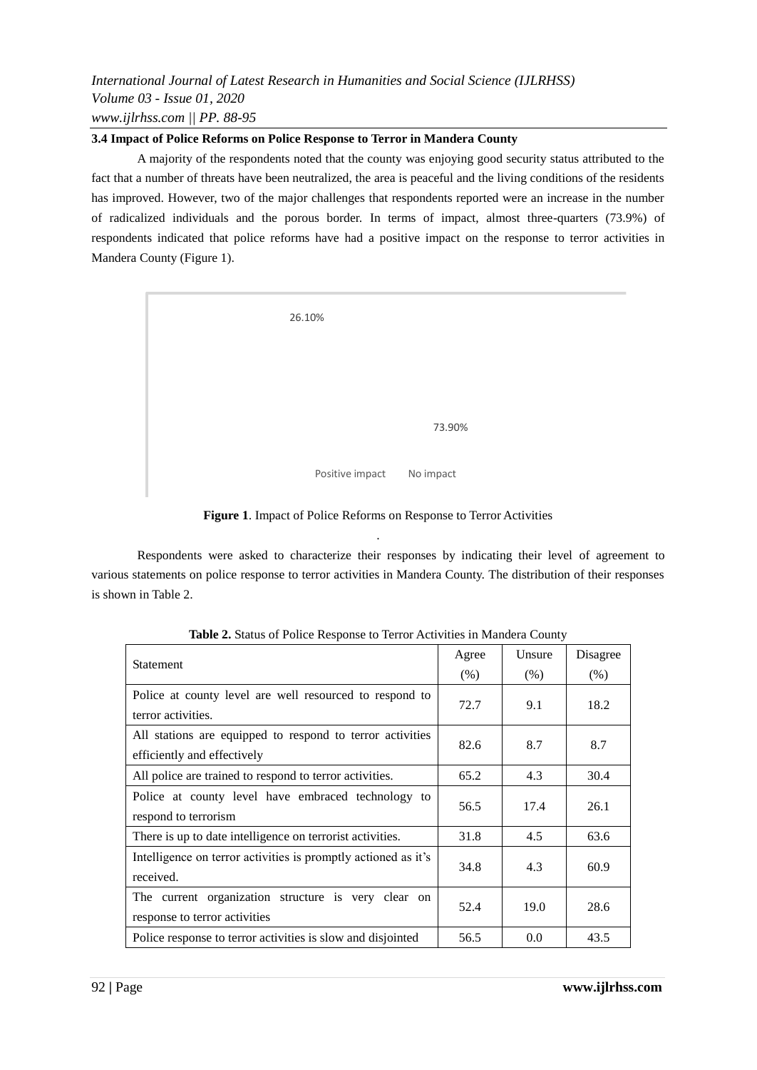### 3.4 Impact of Police Reforms on Police Response to Terror in Mandera County

A majority of the respondents noted that the county was enjoying good security status attributed to the fact that a number of threats have been neutralized, the area is peaceful and the living conditions of the residents has improved. However, two of the major challenges that respondents reported were an increase in the number of radicalized individuals and the porous border. In terms of impact, almost three-quarters (73.9%) of respondents indicated that police reforms have had a positive impact on the response to terror activities in Mandera County (Figure 1).

26.10%

73.90%

Positive impact No impact

**Figure 1**. Impact of Police Reforms on Response to Terror Activities

Respondents were asked to characterize their responses by indicating their level of agreement to various statements on police response to terror activities in Mandera County. The distribution of their responses is shown in Table 2.

**Table 2.** Status of Police Response to Terror Activities in Mandera County

| Statement | Agree (%) | Unsure (%) | Disagree (%) |
|---|---|---|---|
| Police at county level are well resourced to respond to terror activities. | 72.7 | 9.1 | 18.2 |
| All stations are equipped to respond to terror activities efficiently and effectively | 82.6 | 8.7 | 8.7 |
| All police are trained to respond to terror activities. | 65.2 | 4.3 | 30.4 |
| Police at county level have embraced technology to respond to terrorism | 56.5 | 17.4 | 26.1 |
| There is up to date intelligence on terrorist activities. | 31.8 | 4.5 | 63.6 |
| Intelligence on terror activities is promptly actioned as it's received. | 34.8 | 4.3 | 60.9 |
| The current organization structure is very clear on response to terror activities | 52.4 | 19.0 | 28.6 |
| Police response to terror activities is slow and disjointed | 56.5 | 0.0 | 43.5 |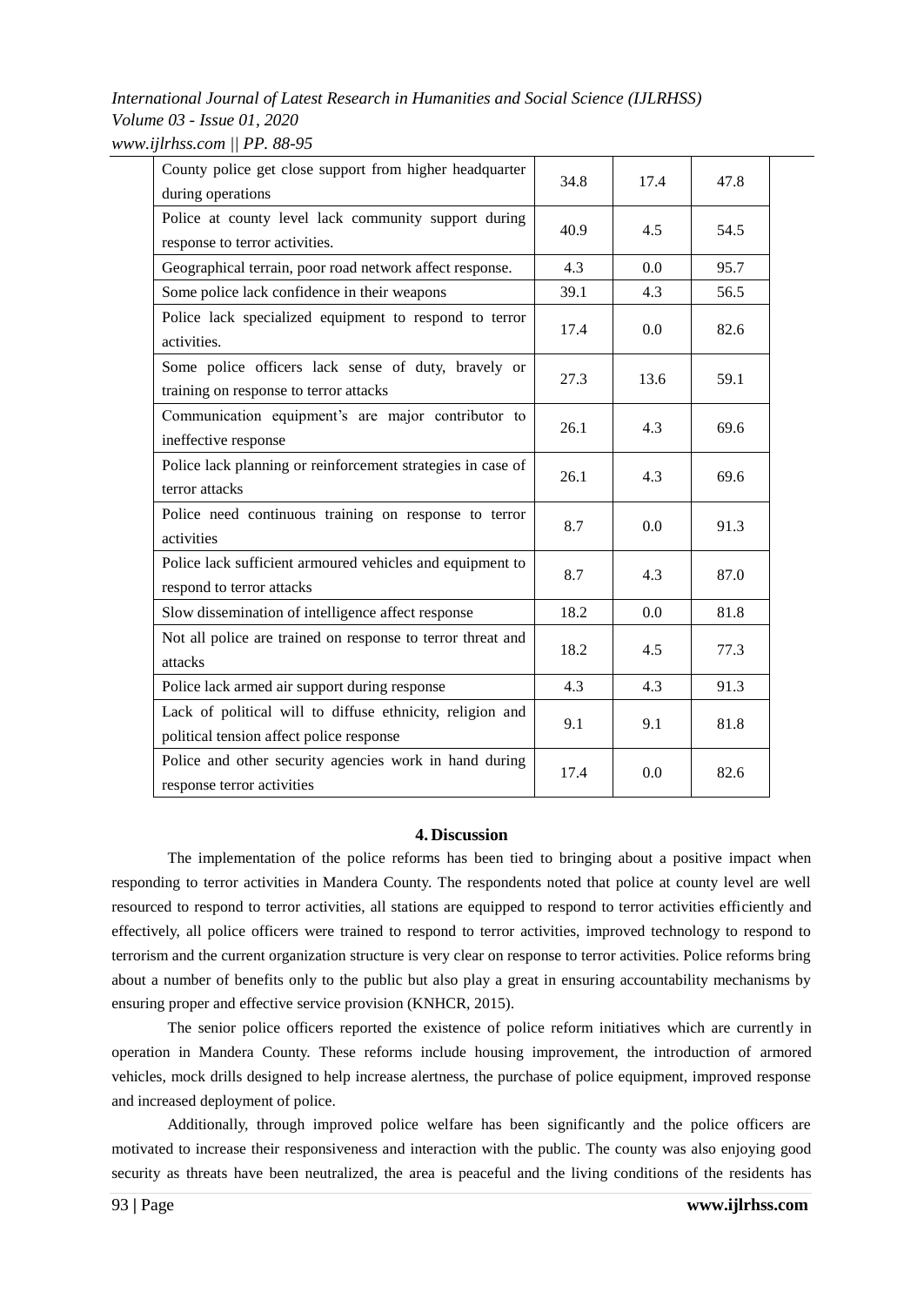| | | | |
|---|---|---|---|
| County police get close support from higher headquarter during operations | 34.8 | 17.4 | 47.8 |
| Police at county level lack community support during response to terror activities. | 40.9 | 4.5 | 54.5 |
| Geographical terrain, poor road network affect response. | 4.3 | 0.0 | 95.7 |
| Some police lack confidence in their weapons | 39.1 | 4.3 | 56.5 |
| Police lack specialized equipment to respond to terror activities. | 17.4 | 0.0 | 82.6 |
| Some police officers lack sense of duty, bravely or training on response to terror attacks | 27.3 | 13.6 | 59.1 |
| Communication equipment's are major contributor to ineffective response | 26.1 | 4.3 | 69.6 |
| Police lack planning or reinforcement strategies in case of terror attacks | 26.1 | 4.3 | 69.6 |
| Police need continuous training on response to terror activities | 8.7 | 0.0 | 91.3 |
| Police lack sufficient armoured vehicles and equipment to respond to terror attacks | 8.7 | 4.3 | 87.0 |
| Slow dissemination of intelligence affect response | 18.2 | 0.0 | 81.8 |
| Not all police are trained on response to terror threat and attacks | 18.2 | 4.5 | 77.3 |
| Police lack armed air support during response | 4.3 | 4.3 | 91.3 |
| Lack of political will to diffuse ethnicity, religion and political tension affect police response | 9.1 | 9.1 | 81.8 |
| Police and other security agencies work in hand during response terror activities | 17.4 | 0.0 | 82.6 |

## 4. Discussion

The implementation of the police reforms has been tied to bringing about a positive impact when responding to terror activities in Mandera County. The respondents noted that police at county level are well resourced to respond to terror activities, all stations are equipped to respond to terror activities efficiently and effectively, all police officers were trained to respond to terror activities, improved technology to respond to terrorism and the current organization structure is very clear on response to terror activities. Police reforms bring about a number of benefits only to the public but also play a great in ensuring accountability mechanisms by ensuring proper and effective service provision (KNHCR, 2015).

The senior police officers reported the existence of police reform initiatives which are currently in operation in Mandera County. These reforms include housing improvement, the introduction of armored vehicles, mock drills designed to help increase alertness, the purchase of police equipment, improved response and increased deployment of police.

Additionally, through improved police welfare has been significantly and the police officers are motivated to increase their responsiveness and interaction with the public. The county was also enjoying good security as threats have been neutralized, the area is peaceful and the living conditions of the residents has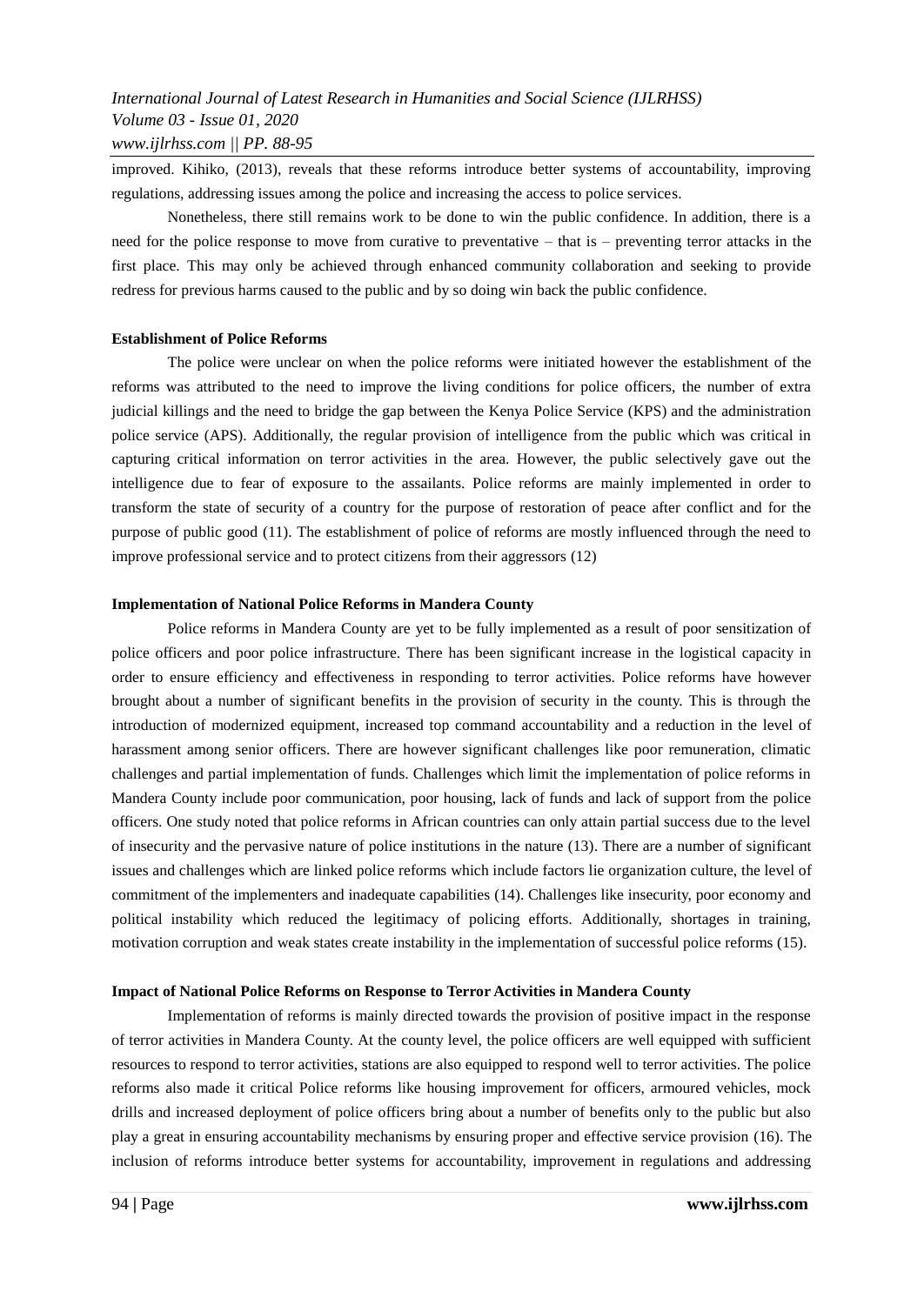improved. Kihiko, (2013), reveals that these reforms introduce better systems of accountability, improving regulations, addressing issues among the police and increasing the access to police services.

Nonetheless, there still remains work to be done to win the public confidence. In addition, there is a need for the police response to move from curative to preventative – that is – preventing terror attacks in the first place. This may only be achieved through enhanced community collaboration and seeking to provide redress for previous harms caused to the public and by so doing win back the public confidence.

**Establishment of Police Reforms**

The police were unclear on when the police reforms were initiated however the establishment of the reforms was attributed to the need to improve the living conditions for police officers, the number of extra judicial killings and the need to bridge the gap between the Kenya Police Service (KPS) and the administration police service (APS). Additionally, the regular provision of intelligence from the public which was critical in capturing critical information on terror activities in the area. However, the public selectively gave out the intelligence due to fear of exposure to the assailants. Police reforms are mainly implemented in order to transform the state of security of a country for the purpose of restoration of peace after conflict and for the purpose of public good (11). The establishment of police of reforms are mostly influenced through the need to improve professional service and to protect citizens from their aggressors (12)

**Implementation of National Police Reforms in Mandera County**

Police reforms in Mandera County are yet to be fully implemented as a result of poor sensitization of police officers and poor police infrastructure. There has been significant increase in the logistical capacity in order to ensure efficiency and effectiveness in responding to terror activities. Police reforms have however brought about a number of significant benefits in the provision of security in the county. This is through the introduction of modernized equipment, increased top command accountability and a reduction in the level of harassment among senior officers. There are however significant challenges like poor remuneration, climatic challenges and partial implementation of funds. Challenges which limit the implementation of police reforms in Mandera County include poor communication, poor housing, lack of funds and lack of support from the police officers. One study noted that police reforms in African countries can only attain partial success due to the level of insecurity and the pervasive nature of police institutions in the nature (13). There are a number of significant issues and challenges which are linked police reforms which include factors lie organization culture, the level of commitment of the implementers and inadequate capabilities (14). Challenges like insecurity, poor economy and political instability which reduced the legitimacy of policing efforts. Additionally, shortages in training, motivation corruption and weak states create instability in the implementation of successful police reforms (15).

**Impact of National Police Reforms on Response to Terror Activities in Mandera County**

Implementation of reforms is mainly directed towards the provision of positive impact in the response of terror activities in Mandera County. At the county level, the police officers are well equipped with sufficient resources to respond to terror activities, stations are also equipped to respond well to terror activities. The police reforms also made it critical Police reforms like housing improvement for officers, armoured vehicles, mock drills and increased deployment of police officers bring about a number of benefits only to the public but also play a great in ensuring accountability mechanisms by ensuring proper and effective service provision (16). The inclusion of reforms introduce better systems for accountability, improvement in regulations and addressing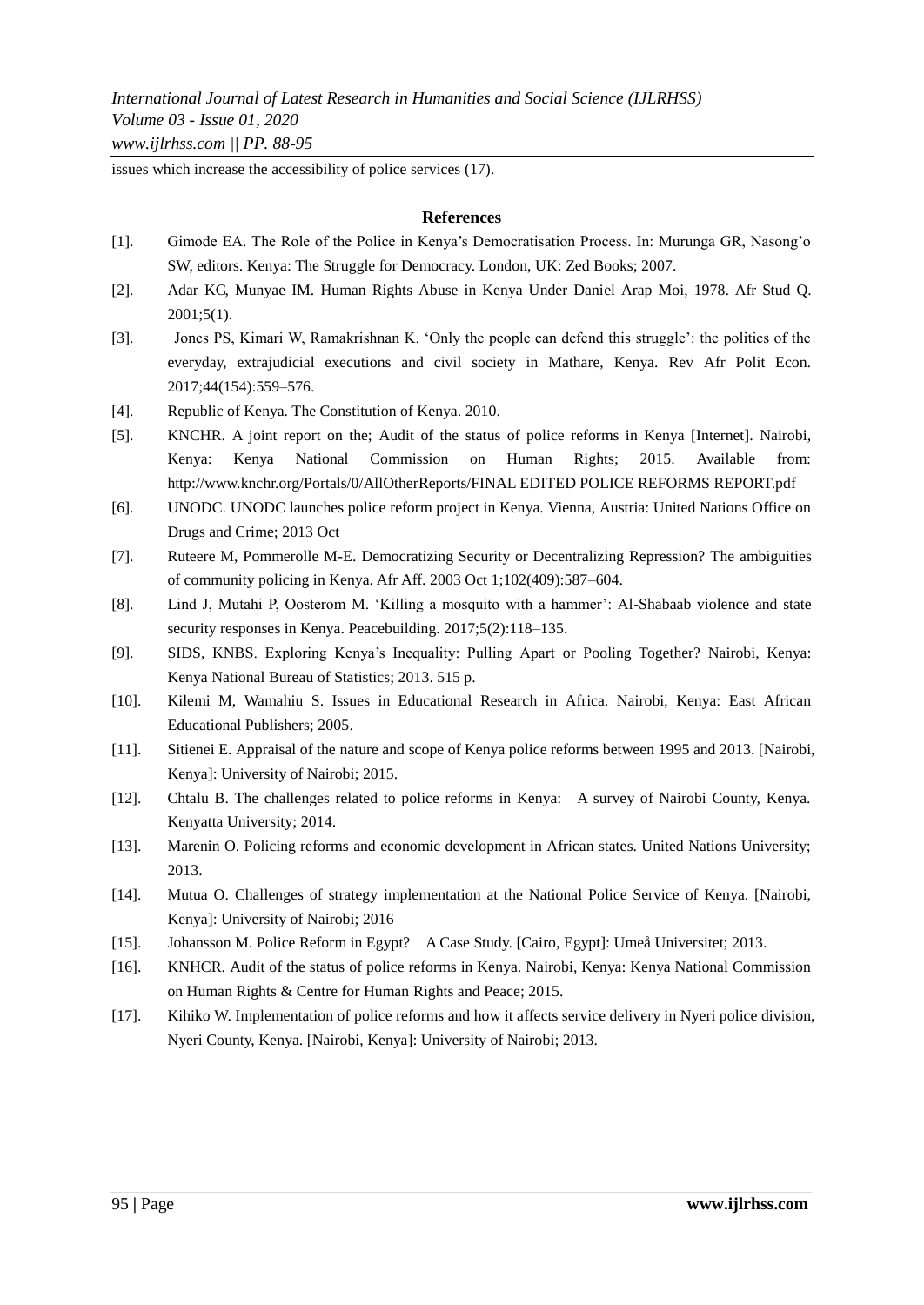issues which increase the accessibility of police services (17).

## References

[1]. Gimode EA. The Role of the Police in Kenya's Democratisation Process. In: Murunga GR, Nasong'o SW, editors. Kenya: The Struggle for Democracy. London, UK: Zed Books; 2007.

[2]. Adar KG, Munyae IM. Human Rights Abuse in Kenya Under Daniel Arap Moi, 1978. Afr Stud Q. 2001;5(1).

[3]. Jones PS, Kimari W, Ramakrishnan K. 'Only the people can defend this struggle': the politics of the everyday, extrajudicial executions and civil society in Mathare, Kenya. Rev Afr Polit Econ. 2017;44(154):559–576.

[4]. Republic of Kenya. The Constitution of Kenya. 2010.

[5]. KNCHR. A joint report on the; Audit of the status of police reforms in Kenya [Internet]. Nairobi, Kenya: Kenya National Commission on Human Rights; 2015. Available from: http://www.knchr.org/Portals/0/AllOtherReports/FINAL EDITED POLICE REFORMS REPORT.pdf

[6]. UNODC. UNODC launches police reform project in Kenya. Vienna, Austria: United Nations Office on Drugs and Crime; 2013 Oct

[7]. Ruteere M, Pommerolle M-E. Democratizing Security or Decentralizing Repression? The ambiguities of community policing in Kenya. Afr Aff. 2003 Oct 1;102(409):587–604.

[8]. Lind J, Mutahi P, Oosterom M. 'Killing a mosquito with a hammer': Al-Shabaab violence and state security responses in Kenya. Peacebuilding. 2017;5(2):118–135.

[9]. SIDS, KNBS. Exploring Kenya's Inequality: Pulling Apart or Pooling Together? Nairobi, Kenya: Kenya National Bureau of Statistics; 2013. 515 p.

[10]. Kilemi M, Wamahiu S. Issues in Educational Research in Africa. Nairobi, Kenya: East African Educational Publishers; 2005.

[11]. Sitienei E. Appraisal of the nature and scope of Kenya police reforms between 1995 and 2013. [Nairobi, Kenya]: University of Nairobi; 2015.

[12]. Chtalu B. The challenges related to police reforms in Kenya: A survey of Nairobi County, Kenya. Kenyatta University; 2014.

[13]. Marenin O. Policing reforms and economic development in African states. United Nations University; 2013.

[14]. Mutua O. Challenges of strategy implementation at the National Police Service of Kenya. [Nairobi, Kenya]: University of Nairobi; 2016

[15]. Johansson M. Police Reform in Egypt? A Case Study. [Cairo, Egypt]: Umeå Universitet; 2013.

[16]. KNHCR. Audit of the status of police reforms in Kenya. Nairobi, Kenya: Kenya National Commission on Human Rights & Centre for Human Rights and Peace; 2015.

[17]. Kihiko W. Implementation of police reforms and how it affects service delivery in Nyeri police division, Nyeri County, Kenya. [Nairobi, Kenya]: University of Nairobi; 2013.